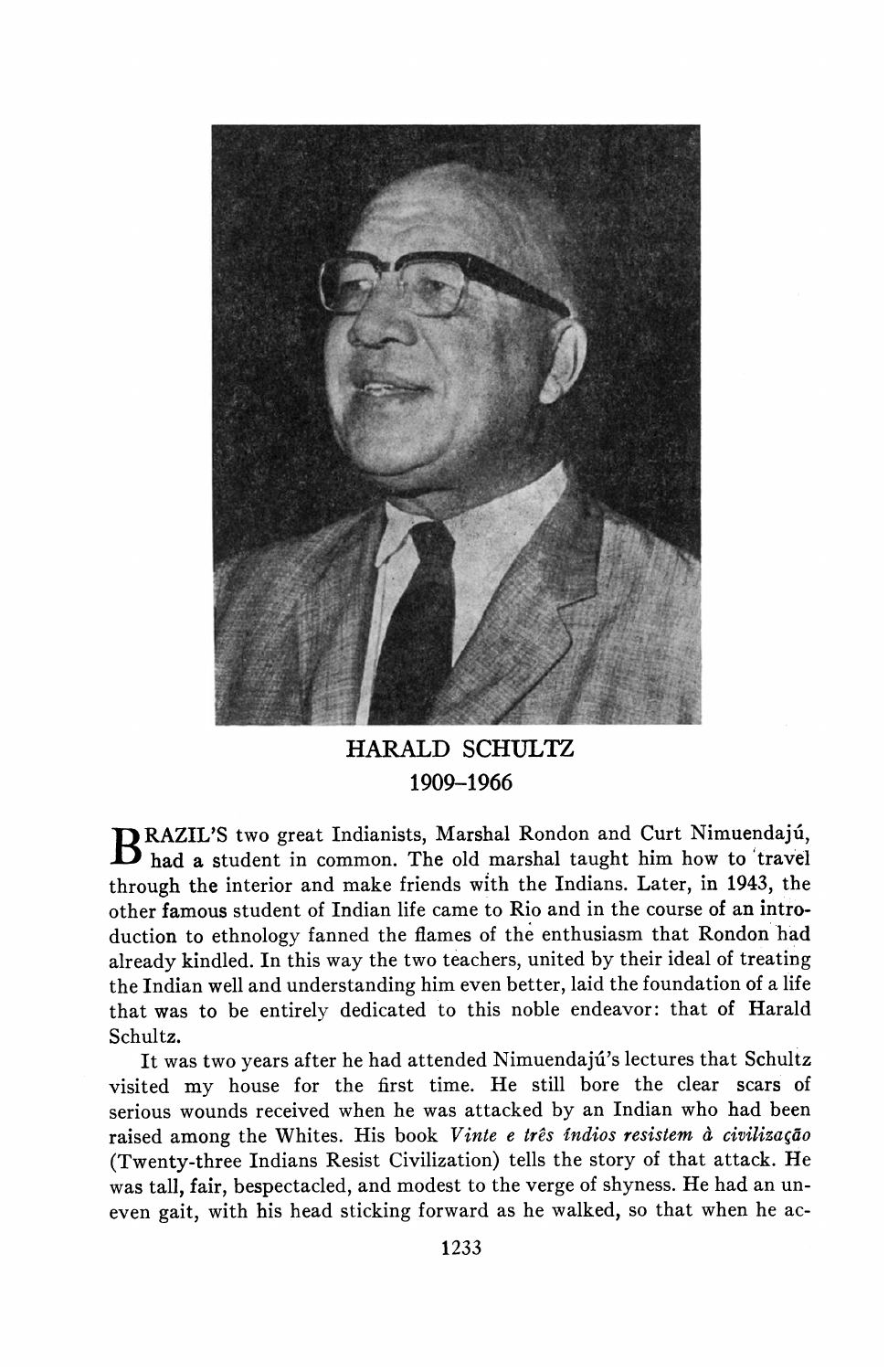# HARALD SCHULTZ

## 1909–1966

BRAZIL'S two great Indianists, Marshal Rondon and Curt Nimuendajú, had a student in common. The old marshal taught him how to travel through the interior and make friends with the Indians. Later, in 1943, the other famous student of Indian life came to Rio and in the course of an introduction to ethnology fanned the flames of the enthusiasm that Rondon had already kindled. In this way the two teachers, united by their ideal of treating the Indian well and understanding him even better, laid the foundation of a life that was to be entirely dedicated to this noble endeavor: that of Harald Schultz.

It was two years after he had attended Nimuendajú's lectures that Schultz visited my house for the first time. He still bore the clear scars of serious wounds received when he was attacked by an Indian who had been raised among the Whites. His book *Vinte e três índios resistem à civilização* (Twenty-three Indians Resist Civilization) tells the story of that attack. He was tall, fair, bespectacled, and modest to the verge of shyness. He had an uneven gait, with his head sticking forward as he walked, so that when he ac-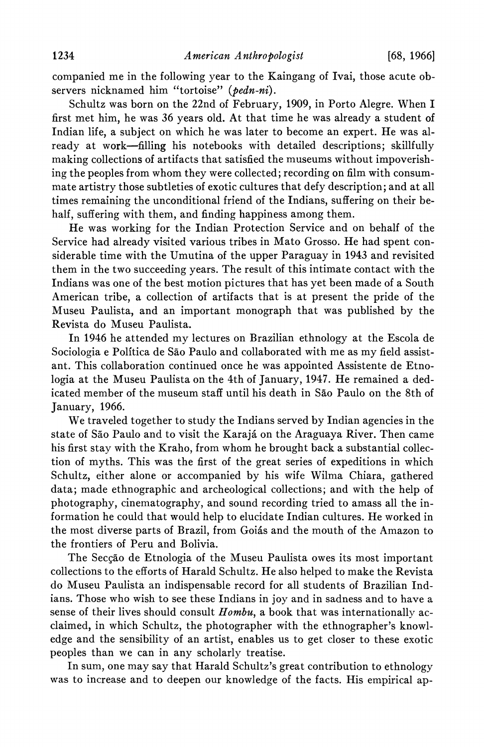companied me in the following year to the Kaingang of Ivai, those acute observers nicknamed him "tortoise" (*pedn-ni*).

Schultz was born on the 22nd of February, 1909, in Porto Alegre. When I first met him, he was 36 years old. At that time he was already a student of Indian life, a subject on which he was later to become an expert. He was already at work—filling his notebooks with detailed descriptions; skillfully making collections of artifacts that satisfied the museums without impoverishing the peoples from whom they were collected; recording on film with consummate artistry those subtleties of exotic cultures that defy description; and at all times remaining the unconditional friend of the Indians, suffering on their behalf, suffering with them, and finding happiness among them.

He was working for the Indian Protection Service and on behalf of the Service had already visited various tribes in Mato Grosso. He had spent considerable time with the Umutina of the upper Paraguay in 1943 and revisited them in the two succeeding years. The result of this intimate contact with the Indians was one of the best motion pictures that has yet been made of a South American tribe, a collection of artifacts that is at present the pride of the Museu Paulista, and an important monograph that was published by the Revista do Museu Paulista.

In 1946 he attended my lectures on Brazilian ethnology at the Escola de Sociologia e Política de São Paulo and collaborated with me as my field assistant. This collaboration continued once he was appointed Assistente de Etnologia at the Museu Paulista on the 4th of January, 1947. He remained a dedicated member of the museum staff until his death in São Paulo on the 8th of January, 1966.

We traveled together to study the Indians served by Indian agencies in the state of São Paulo and to visit the Karajá on the Araguaya River. Then came his first stay with the Kraho, from whom he brought back a substantial collection of myths. This was the first of the great series of expeditions in which Schultz, either alone or accompanied by his wife Wilma Chiara, gathered data; made ethnographic and archeological collections; and with the help of photography, cinematography, and sound recording tried to amass all the information he could that would help to elucidate Indian cultures. He worked in the most diverse parts of Brazil, from Goiás and the mouth of the Amazon to the frontiers of Peru and Bolivia.

The Secção de Etnologia of the Museu Paulista owes its most important collections to the efforts of Harald Schultz. He also helped to make the Revista do Museu Paulista an indispensable record for all students of Brazilian Indians. Those who wish to see these Indians in joy and in sadness and to have a sense of their lives should consult *Hombu*, a book that was internationally acclaimed, in which Schultz, the photographer with the ethnographer's knowledge and the sensibility of an artist, enables us to get closer to these exotic peoples than we can in any scholarly treatise.

In sum, one may say that Harald Schultz's great contribution to ethnology was to increase and to deepen our knowledge of the facts. His empirical ap-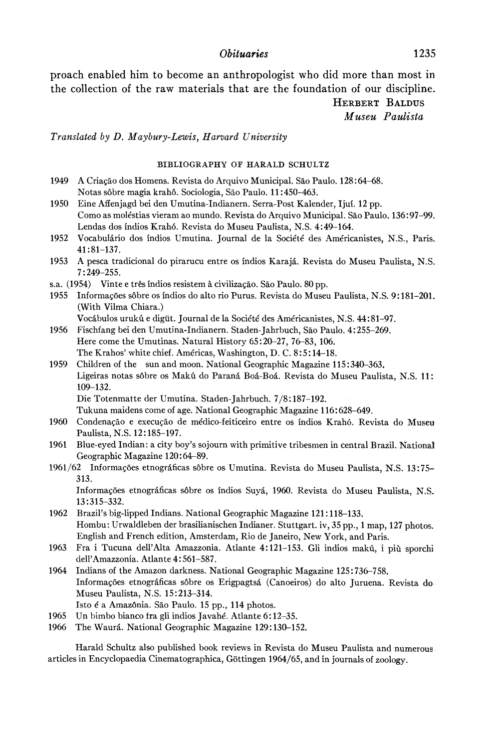proach enabled him to become an anthropologist who did more than most in the collection of the raw materials that are the foundation of our discipline.

HERBERT BALDUS
*Museu Paulista*

*Translated by D. Maybury-Lewis, Harvard University*

### BIBLIOGRAPHY OF HARALD SCHULTZ

1949 A Criação dos Homens. Revista do Arquivo Municipal. São Paulo. 128:64–68.
Notas sôbre magia krahô. Sociologia, São Paulo. 11:450–463.

1950 Eine Affenjagd bei den Umutina-Indianern. Serra-Post Kalender, Ijuí. 12 pp.
Como as moléstias vieram ao mundo. Revista do Arquivo Municipal. São Paulo. 136:97–99.
Lendas dos índios Krahô. Revista do Museu Paulista, N.S. 4:49–164.

1952 Vocabulário dos índios Umutina. Journal de la Société des Américanistes, N.S., Paris. 41:81–137.

1953 A pesca tradicional do pirarucu entre os índios Karajá. Revista do Museu Paulista, N.S. 7:249–255.

s.a. (1954) Vinte e três índios resistem à civilização. São Paulo. 80 pp.

1955 Informações sôbre os índios do alto rio Purus. Revista do Museu Paulista, N.S. 9:181–201. (With Vilma Chiara.)
Vocábulos urukú e digüt. Journal de la Société des Américanistes, N.S. 44:81–97.

1956 Fischfang bei den Umutina-Indianern. Staden-Jahrbuch, São Paulo. 4:255–269.
Here come the Umutinas. Natural History 65:20–27, 76–83, 106.
The Krahos' white chief. Américas, Washington, D. C. 8:5:14–18.

1959 Children of the sun and moon. National Geographic Magazine 115:340–363.
Ligeiras notas sôbre os Makú do Paraná Boá-Boá. Revista do Museu Paulista, N.S. 11: 109–132.
Die Totenmatte der Umutina. Staden-Jahrbuch. 7/8:187–192.
Tukuna maidens come of age. National Geographic Magazine 116:628–649.

1960 Condenação e execução de médico-feiticeiro entre os índios Krahó. Revista do Museu Paulista, N.S. 12:185–197.

1961 Blue-eyed Indian: a city boy's sojourn with primitive tribesmen in central Brazil. National Geographic Magazine 120:64–89.

1961/62 Informações etnográficas sôbre os Umutina. Revista do Museu Paulista, N.S. 13:75–313.
Informações etnográficas sôbre os índios Suyá, 1960. Revista do Museu Paulista, N.S. 13:315–332.

1962 Brazil's big-lipped Indians. National Geographic Magazine 121:118–133.
Hombu: Urwaldleben der brasilianischen Indianer. Stuttgart. iv, 35 pp., 1 map, 127 photos. English and French edition, Amsterdam, Rio de Janeiro, New York, and Paris.

1963 Fra i Tucuna dell'Alta Amazzonia. Atlante 4:121–153. Gli indios makú, i più sporchi dell'Amazzonia. Atlante 4:561–587.

1964 Indians of the Amazon darkness. National Geographic Magazine 125:736–758.
Informações etnográficas sôbre os Erigpagtsá (Canoeiros) do alto Juruena. Revista do Museu Paulista, N.S. 15:213–314.
Isto é a Amazônia. São Paulo. 15 pp., 114 photos.

1965 Un bimbo bianco fra gli indios Javahé. Atlante 6:12–35.

1966 The Waurá. National Geographic Magazine 129:130–152.

Harald Schultz also published book reviews in Revista do Museu Paulista and numerous articles in Encyclopaedia Cinematographica, Göttingen 1964/65, and in journals of zoology.